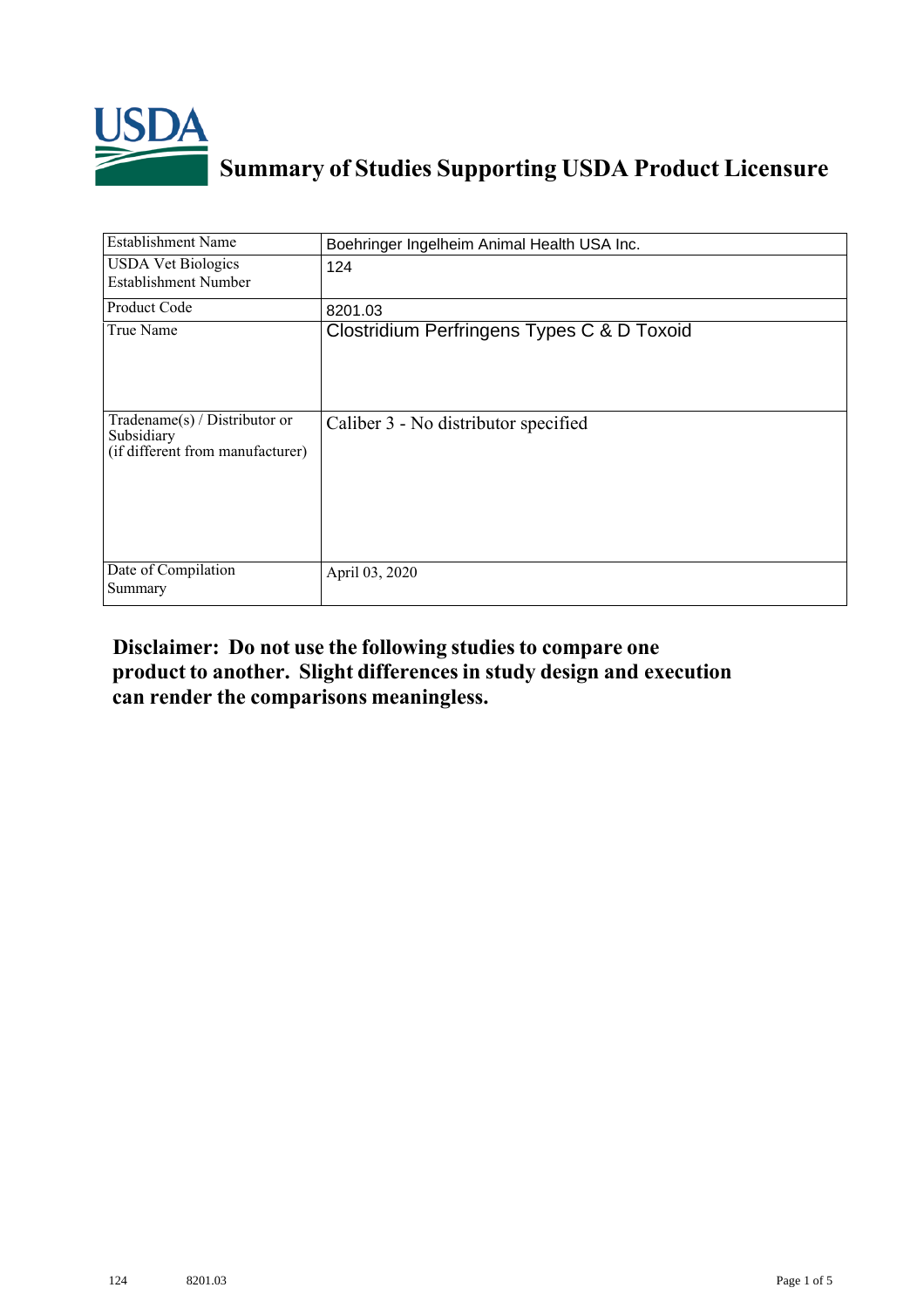# Summary of Studies Supporting USDA Product Licensure

| Establishment Name | Boehringer Ingelheim Animal Health USA Inc. |
|---|---|
| USDA Vet Biologics Establishment Number | 124 |
| Product Code | 8201.03 |
| True Name | Clostridium Perfringens Types C & D Toxoid |
| Tradename(s) / Distributor or Subsidiary (if different from manufacturer) | Caliber 3 - No distributor specified |
| Date of Compilation Summary | April 03, 2020 |

**Disclaimer: Do not use the following studies to compare one product to another. Slight differences in study design and execution can render the comparisons meaningless.**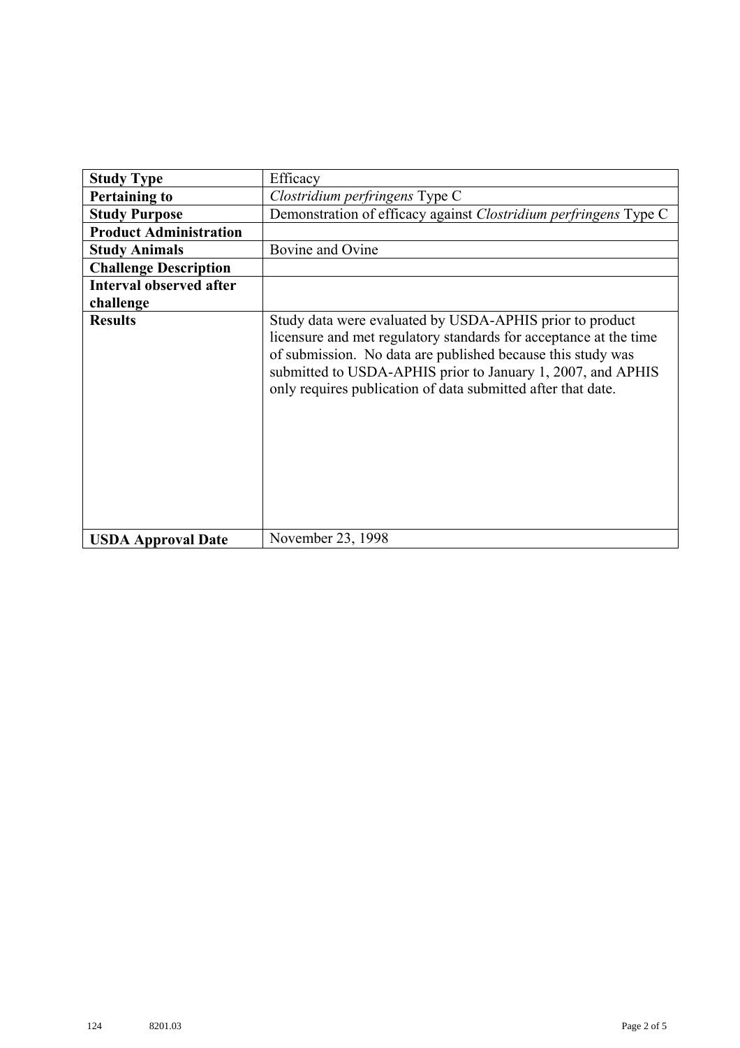| **Study Type** | Efficacy |
|---|---|
| **Pertaining to** | *Clostridium perfringens* Type C |
| **Study Purpose** | Demonstration of efficacy against *Clostridium perfringens* Type C |
| **Product Administration** | |
| **Study Animals** | Bovine and Ovine |
| **Challenge Description** | |
| **Interval observed after challenge** | |
| **Results** | Study data were evaluated by USDA-APHIS prior to product licensure and met regulatory standards for acceptance at the time of submission. No data are published because this study was submitted to USDA-APHIS prior to January 1, 2007, and APHIS only requires publication of data submitted after that date. |
| **USDA Approval Date** | November 23, 1998 |

124 8201.03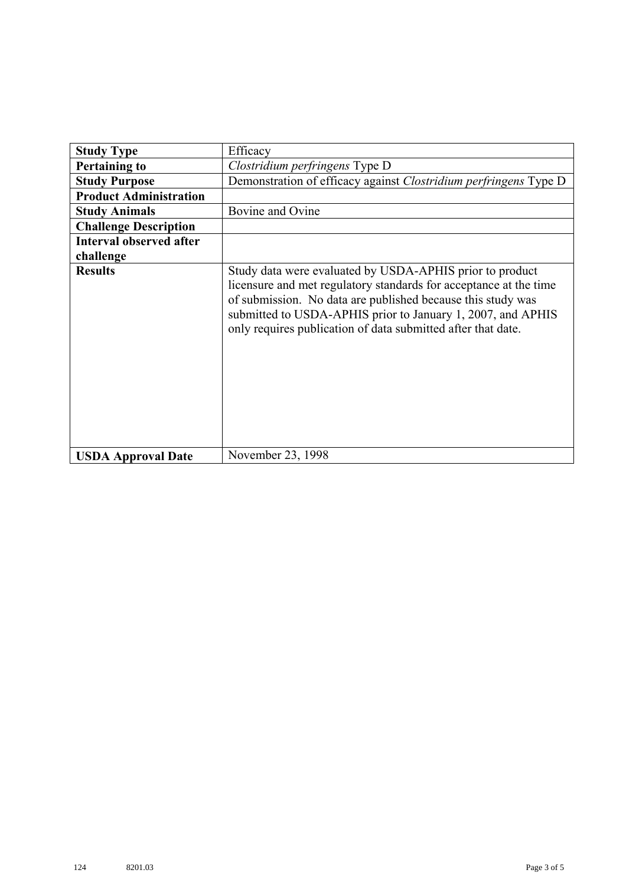| **Study Type** | Efficacy |
|---|---|
| **Pertaining to** | *Clostridium perfringens* Type D |
| **Study Purpose** | Demonstration of efficacy against *Clostridium perfringens* Type D |
| **Product Administration** | |
| **Study Animals** | Bovine and Ovine |
| **Challenge Description** | |
| **Interval observed after challenge** | |
| **Results** | Study data were evaluated by USDA-APHIS prior to product licensure and met regulatory standards for acceptance at the time of submission. No data are published because this study was submitted to USDA-APHIS prior to January 1, 2007, and APHIS only requires publication of data submitted after that date. |
| **USDA Approval Date** | November 23, 1998 |

124 8201.03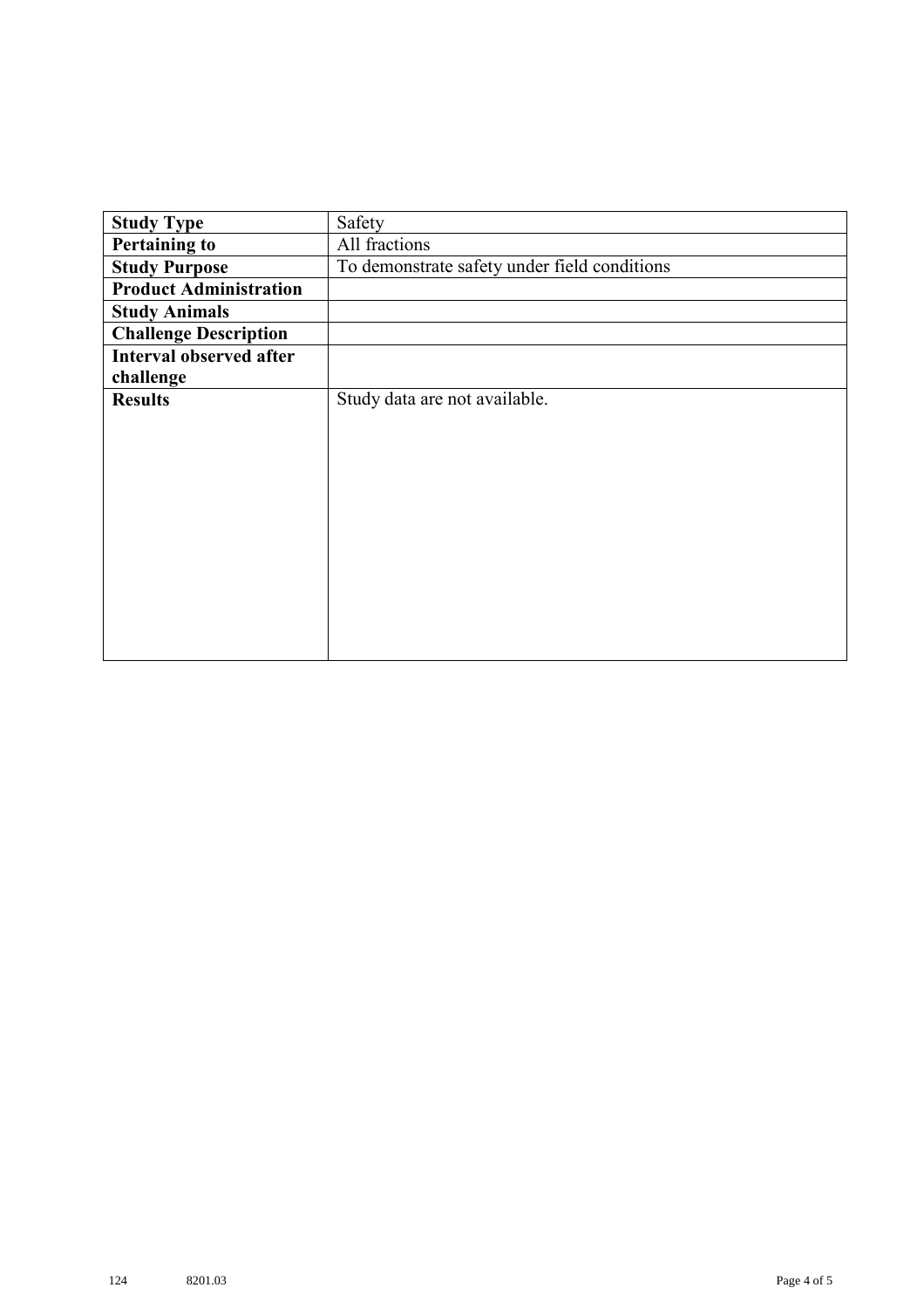| **Study Type** | Safety |
|---|---|
| **Pertaining to** | All fractions |
| **Study Purpose** | To demonstrate safety under field conditions |
| **Product Administration** | |
| **Study Animals** | |
| **Challenge Description** | |
| **Interval observed after challenge** | |
| **Results** | Study data are not available. |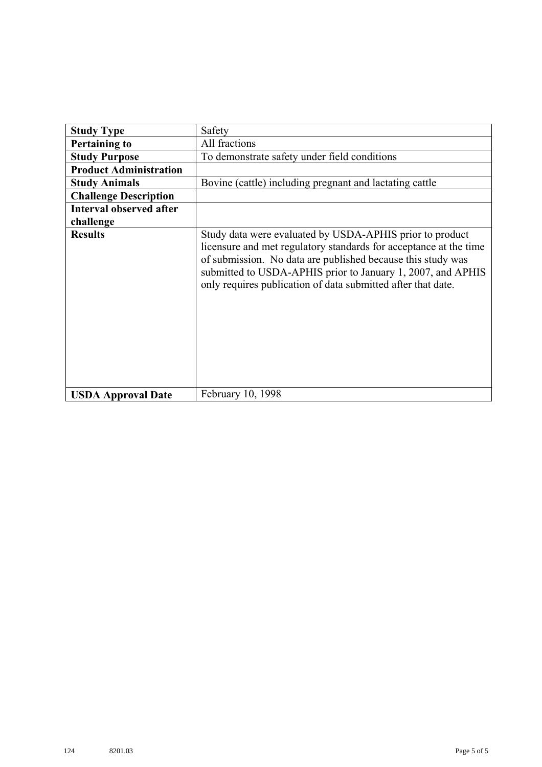| | |
|---|---|
| **Study Type** | Safety |
| **Pertaining to** | All fractions |
| **Study Purpose** | To demonstrate safety under field conditions |
| **Product Administration** | |
| **Study Animals** | Bovine (cattle) including pregnant and lactating cattle |
| **Challenge Description** | |
| **Interval observed after challenge** | |
| **Results** | Study data were evaluated by USDA-APHIS prior to product licensure and met regulatory standards for acceptance at the time of submission. No data are published because this study was submitted to USDA-APHIS prior to January 1, 2007, and APHIS only requires publication of data submitted after that date. |
| **USDA Approval Date** | February 10, 1998 |

124 8201.03